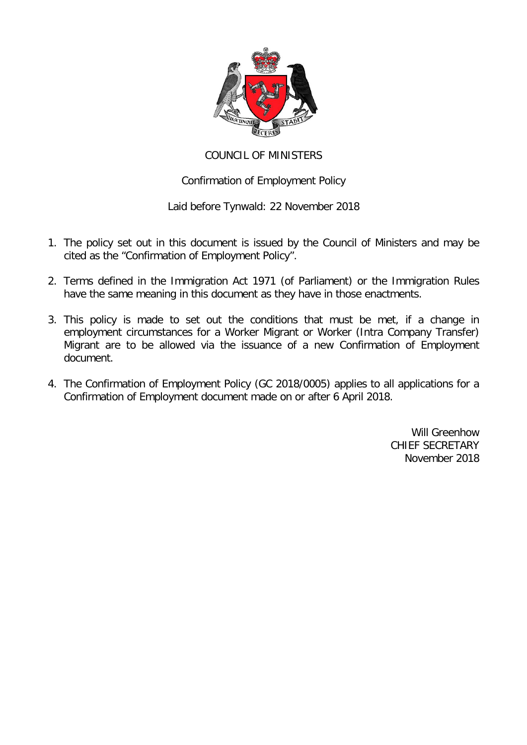COUNCIL OF MINISTERS

Confirmation of Employment Policy

Laid before Tynwald: 22 November 2018

1. The policy set out in this document is issued by the Council of Ministers and may be cited as the "Confirmation of Employment Policy".

2. Terms defined in the Immigration Act 1971 (of Parliament) or the Immigration Rules have the same meaning in this document as they have in those enactments.

3. This policy is made to set out the conditions that must be met, if a change in employment circumstances for a Worker Migrant or Worker (Intra Company Transfer) Migrant are to be allowed via the issuance of a new Confirmation of Employment document.

4. The Confirmation of Employment Policy (GC 2018/0005) applies to all applications for a Confirmation of Employment document made on or after 6 April 2018.

Will Greenhow
CHIEF SECRETARY
November 2018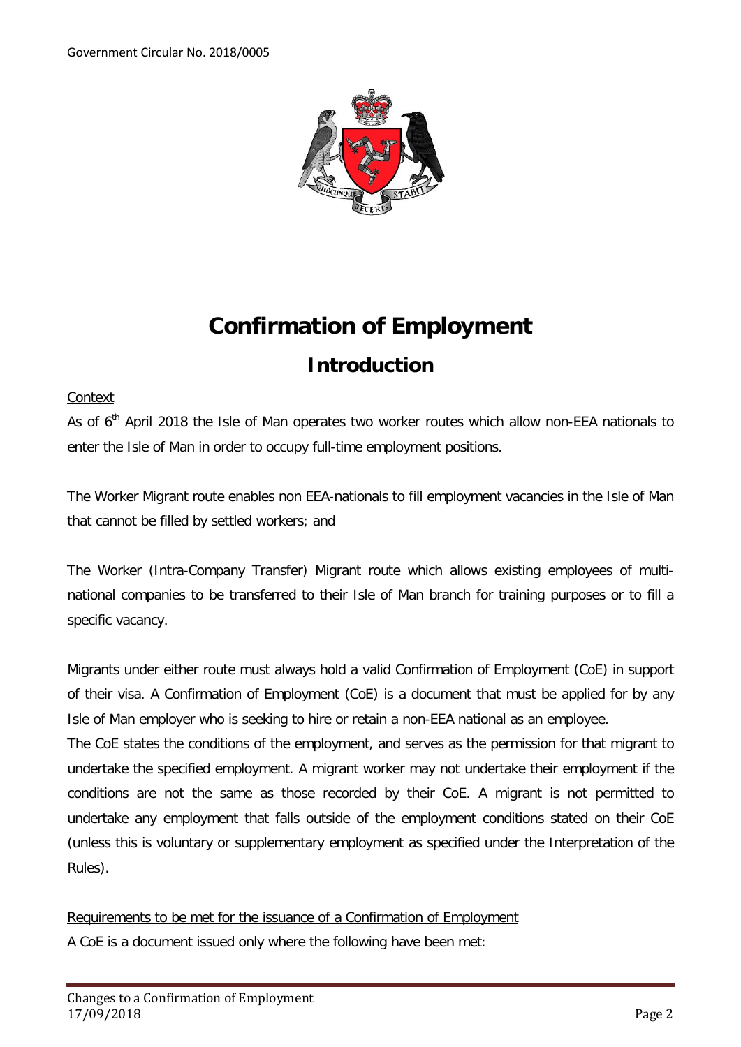# Confirmation of Employment

## Introduction

Context

As of 6th April 2018 the Isle of Man operates two worker routes which allow non-EEA nationals to enter the Isle of Man in order to occupy full-time employment positions.

The Worker Migrant route enables non EEA-nationals to fill employment vacancies in the Isle of Man that cannot be filled by settled workers; and

The Worker (Intra-Company Transfer) Migrant route which allows existing employees of multi-national companies to be transferred to their Isle of Man branch for training purposes or to fill a specific vacancy.

Migrants under either route must always hold a valid Confirmation of Employment (CoE) in support of their visa. A Confirmation of Employment (CoE) is a document that must be applied for by any Isle of Man employer who is seeking to hire or retain a non-EEA national as an employee.

The CoE states the conditions of the employment, and serves as the permission for that migrant to undertake the specified employment. A migrant worker may not undertake their employment if the conditions are not the same as those recorded by their CoE. A migrant is not permitted to undertake any employment that falls outside of the employment conditions stated on their CoE (unless this is voluntary or supplementary employment as specified under the Interpretation of the Rules).

Requirements to be met for the issuance of a Confirmation of Employment

A CoE is a document issued only where the following have been met: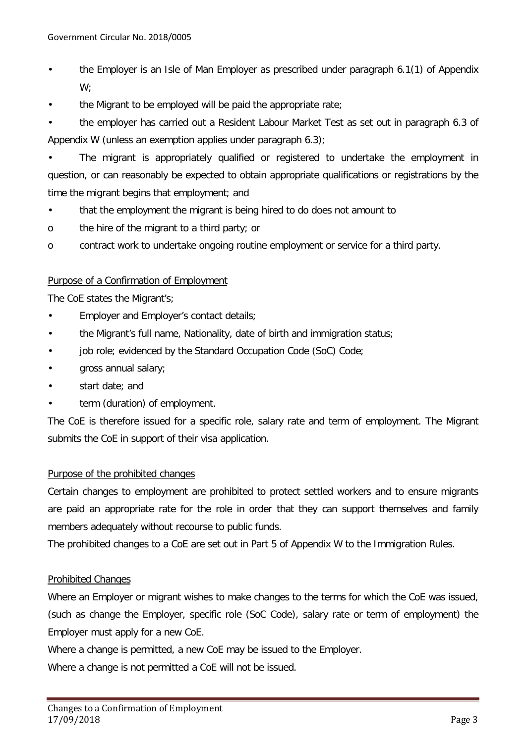- the Employer is an Isle of Man Employer as prescribed under paragraph 6.1(1) of Appendix W;
- the Migrant to be employed will be paid the appropriate rate;
- the employer has carried out a Resident Labour Market Test as set out in paragraph 6.3 of Appendix W (unless an exemption applies under paragraph 6.3);
- The migrant is appropriately qualified or registered to undertake the employment in question, or can reasonably be expected to obtain appropriate qualifications or registrations by the time the migrant begins that employment; and
- that the employment the migrant is being hired to do does not amount to
  - the hire of the migrant to a third party; or
  - contract work to undertake ongoing routine employment or service for a third party.

<u>Purpose of a Confirmation of Employment</u>

The CoE states the Migrant's;

- Employer and Employer's contact details;
- the Migrant's full name, Nationality, date of birth and immigration status;
- job role; evidenced by the Standard Occupation Code (SoC) Code;
- gross annual salary;
- start date; and
- term (duration) of employment.

The CoE is therefore issued for a specific role, salary rate and term of employment. The Migrant submits the CoE in support of their visa application.

<u>Purpose of the prohibited changes</u>

Certain changes to employment are prohibited to protect settled workers and to ensure migrants are paid an appropriate rate for the role in order that they can support themselves and family members adequately without recourse to public funds.

The prohibited changes to a CoE are set out in Part 5 of Appendix W to the Immigration Rules.

<u>Prohibited Changes</u>

Where an Employer or migrant wishes to make changes to the terms for which the CoE was issued, (such as change the Employer, specific role (SoC Code), salary rate or term of employment) the Employer must apply for a new CoE.

Where a change is permitted, a new CoE may be issued to the Employer.

Where a change is not permitted a CoE will not be issued.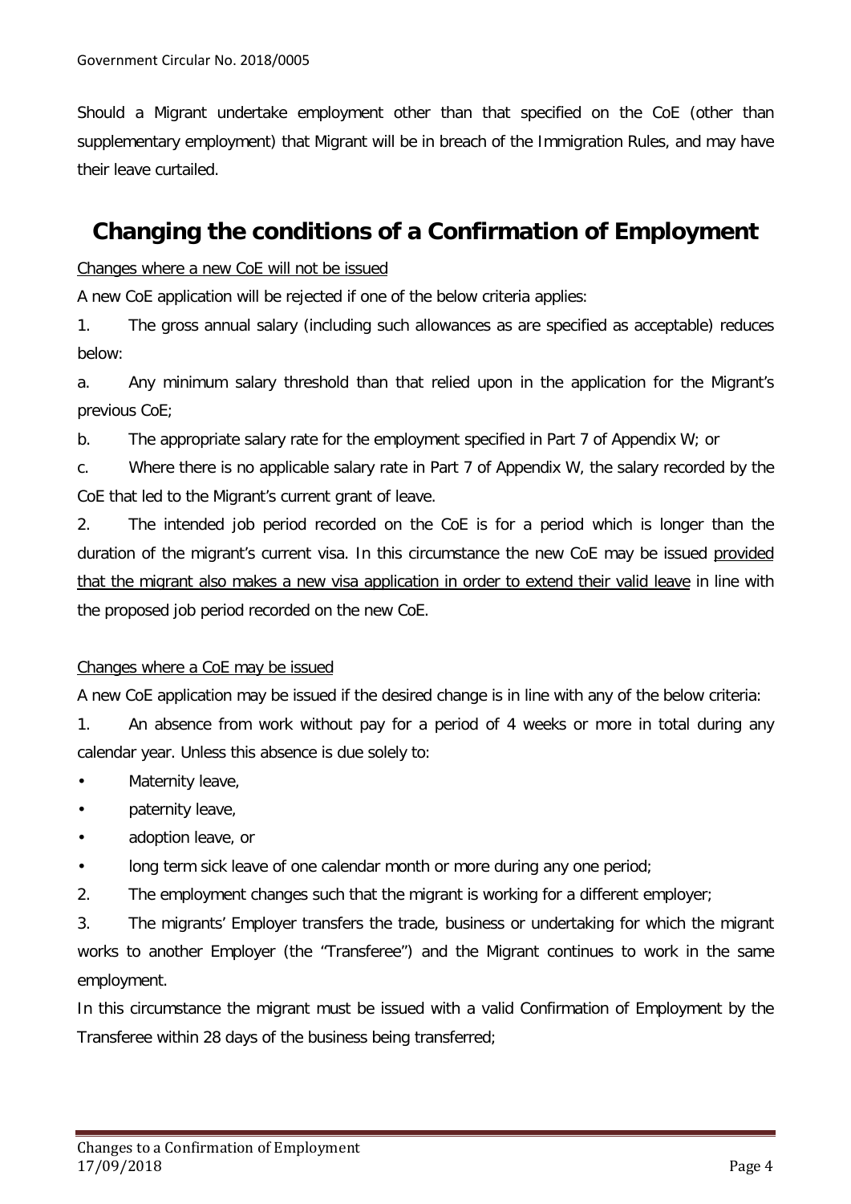Should a Migrant undertake employment other than that specified on the CoE (other than supplementary employment) that Migrant will be in breach of the Immigration Rules, and may have their leave curtailed.

## Changing the conditions of a Confirmation of Employment

Changes where a new CoE will not be issued

A new CoE application will be rejected if one of the below criteria applies:

1. The gross annual salary (including such allowances as are specified as acceptable) reduces below:

a. Any minimum salary threshold than that relied upon in the application for the Migrant's previous CoE;

b. The appropriate salary rate for the employment specified in Part 7 of Appendix W; or

c. Where there is no applicable salary rate in Part 7 of Appendix W, the salary recorded by the CoE that led to the Migrant's current grant of leave.

2. The intended job period recorded on the CoE is for a period which is longer than the duration of the migrant's current visa. In this circumstance the new CoE may be issued provided that the migrant also makes a new visa application in order to extend their valid leave in line with the proposed job period recorded on the new CoE.

Changes where a CoE may be issued

A new CoE application may be issued if the desired change is in line with any of the below criteria:

1. An absence from work without pay for a period of 4 weeks or more in total during any calendar year. Unless this absence is due solely to:

- Maternity leave,
- paternity leave,
- adoption leave, or
- long term sick leave of one calendar month or more during any one period;

2. The employment changes such that the migrant is working for a different employer;

3. The migrants' Employer transfers the trade, business or undertaking for which the migrant works to another Employer (the "Transferee") and the Migrant continues to work in the same employment.

In this circumstance the migrant must be issued with a valid Confirmation of Employment by the Transferee within 28 days of the business being transferred;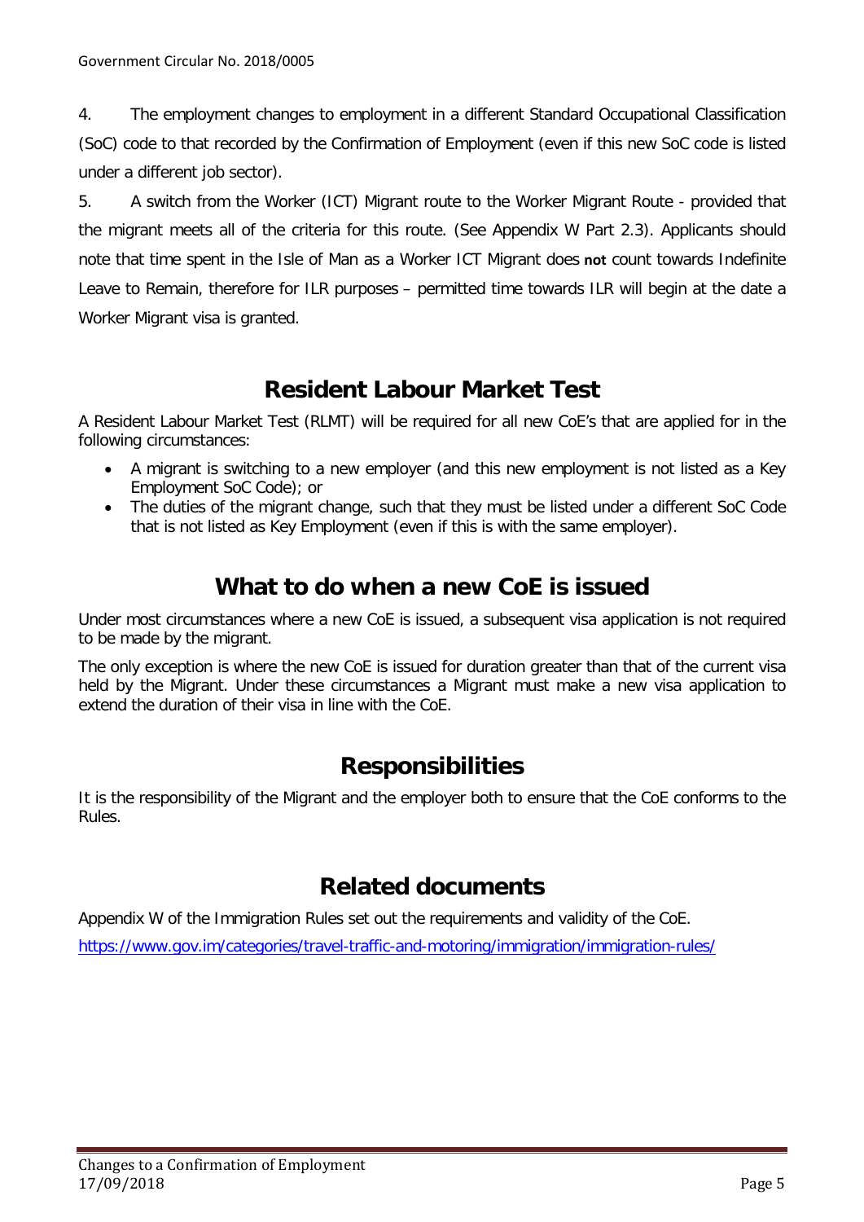4. The employment changes to employment in a different Standard Occupational Classification (SoC) code to that recorded by the Confirmation of Employment (even if this new SoC code is listed under a different job sector).

5. A switch from the Worker (ICT) Migrant route to the Worker Migrant Route - provided that the migrant meets all of the criteria for this route. (See Appendix W Part 2.3). Applicants should note that time spent in the Isle of Man as a Worker ICT Migrant does **not** count towards Indefinite Leave to Remain, therefore for ILR purposes – permitted time towards ILR will begin at the date a Worker Migrant visa is granted.

## Resident Labour Market Test

A Resident Labour Market Test (RLMT) will be required for all new CoE's that are applied for in the following circumstances:

- A migrant is switching to a new employer (and this new employment is not listed as a Key Employment SoC Code); or
- The duties of the migrant change, such that they must be listed under a different SoC Code that is not listed as Key Employment (even if this is with the same employer).

## What to do when a new CoE is issued

Under most circumstances where a new CoE is issued, a subsequent visa application is not required to be made by the migrant.

The only exception is where the new CoE is issued for duration greater than that of the current visa held by the Migrant. Under these circumstances a Migrant must make a new visa application to extend the duration of their visa in line with the CoE.

## Responsibilities

It is the responsibility of the Migrant and the employer both to ensure that the CoE conforms to the Rules.

## Related documents

Appendix W of the Immigration Rules set out the requirements and validity of the CoE.

https://www.gov.im/categories/travel-traffic-and-motoring/immigration/immigration-rules/